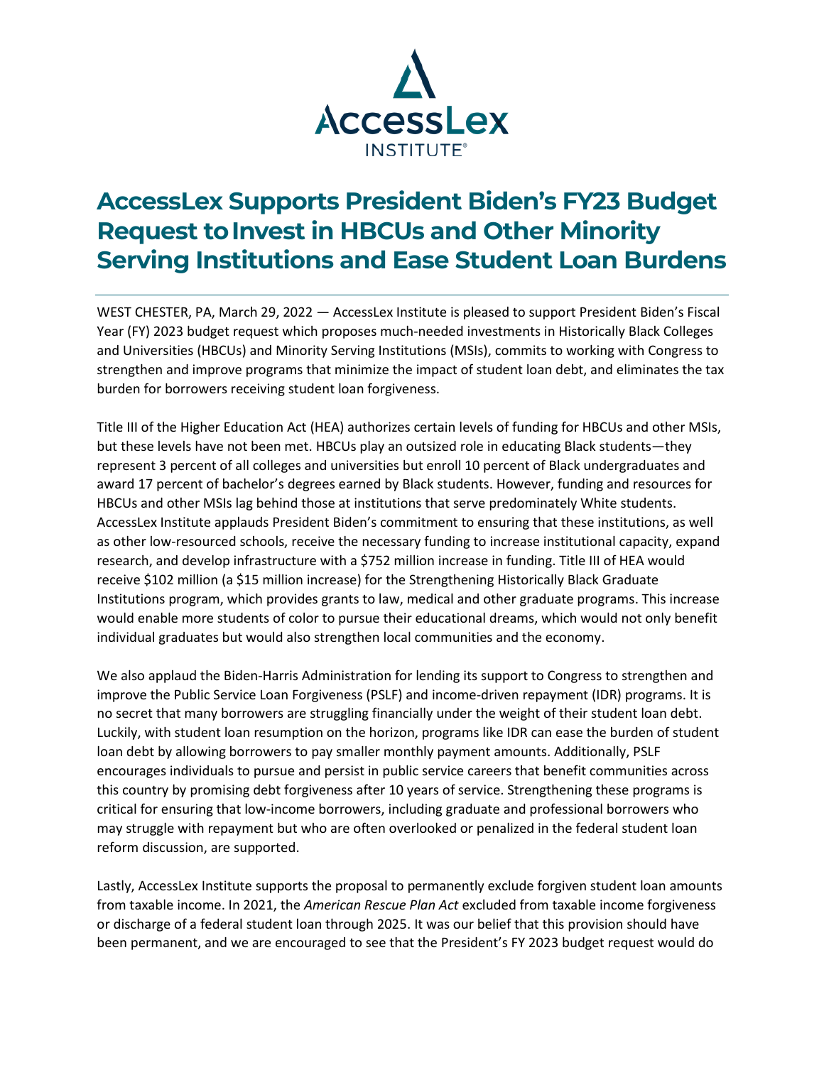# AccessLex Supports President Biden's FY23 Budget Request to Invest in HBCUs and Other Minority Serving Institutions and Ease Student Loan Burdens

---

WEST CHESTER, PA, March 29, 2022 — AccessLex Institute is pleased to support President Biden's Fiscal Year (FY) 2023 budget request which proposes much-needed investments in Historically Black Colleges and Universities (HBCUs) and Minority Serving Institutions (MSIs), commits to working with Congress to strengthen and improve programs that minimize the impact of student loan debt, and eliminates the tax burden for borrowers receiving student loan forgiveness.

Title III of the Higher Education Act (HEA) authorizes certain levels of funding for HBCUs and other MSIs, but these levels have not been met. HBCUs play an outsized role in educating Black students—they represent 3 percent of all colleges and universities but enroll 10 percent of Black undergraduates and award 17 percent of bachelor's degrees earned by Black students. However, funding and resources for HBCUs and other MSIs lag behind those at institutions that serve predominately White students. AccessLex Institute applauds President Biden's commitment to ensuring that these institutions, as well as other low-resourced schools, receive the necessary funding to increase institutional capacity, expand research, and develop infrastructure with a $752 million increase in funding. Title III of HEA would receive $102 million (a $15 million increase) for the Strengthening Historically Black Graduate Institutions program, which provides grants to law, medical and other graduate programs. This increase would enable more students of color to pursue their educational dreams, which would not only benefit individual graduates but would also strengthen local communities and the economy.

We also applaud the Biden-Harris Administration for lending its support to Congress to strengthen and improve the Public Service Loan Forgiveness (PSLF) and income-driven repayment (IDR) programs. It is no secret that many borrowers are struggling financially under the weight of their student loan debt. Luckily, with student loan resumption on the horizon, programs like IDR can ease the burden of student loan debt by allowing borrowers to pay smaller monthly payment amounts. Additionally, PSLF encourages individuals to pursue and persist in public service careers that benefit communities across this country by promising debt forgiveness after 10 years of service. Strengthening these programs is critical for ensuring that low-income borrowers, including graduate and professional borrowers who may struggle with repayment but who are often overlooked or penalized in the federal student loan reform discussion, are supported.

Lastly, AccessLex Institute supports the proposal to permanently exclude forgiven student loan amounts from taxable income. In 2021, the *American Rescue Plan Act* excluded from taxable income forgiveness or discharge of a federal student loan through 2025. It was our belief that this provision should have been permanent, and we are encouraged to see that the President's FY 2023 budget request would do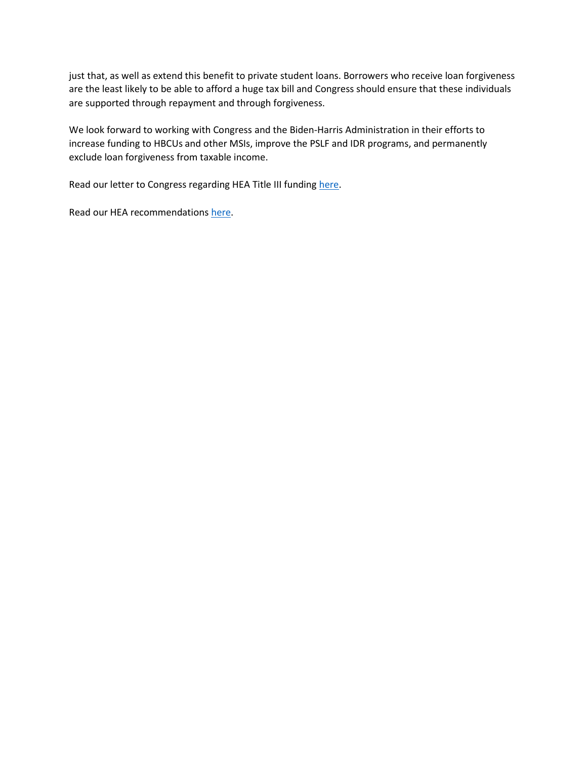just that, as well as extend this benefit to private student loans. Borrowers who receive loan forgiveness are the least likely to be able to afford a huge tax bill and Congress should ensure that these individuals are supported through repayment and through forgiveness.

We look forward to working with Congress and the Biden-Harris Administration in their efforts to increase funding to HBCUs and other MSIs, improve the PSLF and IDR programs, and permanently exclude loan forgiveness from taxable income.

Read our letter to Congress regarding HEA Title III funding here.

Read our HEA recommendations here.